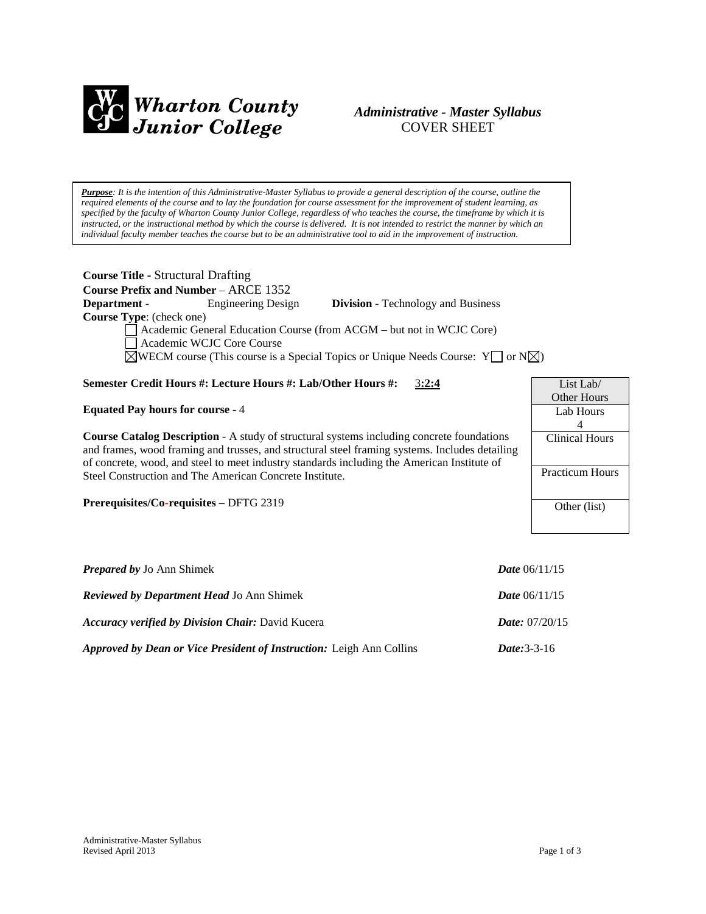# Wharton County Junior College

***Administrative - Master Syllabus***
COVER SHEET

> ***Purpose****: It is the intention of this Administrative-Master Syllabus to provide a general description of the course, outline the required elements of the course and to lay the foundation for course assessment for the improvement of student learning, as specified by the faculty of Wharton County Junior College, regardless of who teaches the course, the timeframe by which it is instructed, or the instructional method by which the course is delivered. It is not intended to restrict the manner by which an individual faculty member teaches the course but to be an administrative tool to aid in the improvement of instruction.*

**Course Title** - Structural Drafting
**Course Prefix and Number** – ARCE 1352
**Department** - Engineering Design **Division** - Technology and Business
**Course Type**: (check one)

- ☐ Academic General Education Course (from ACGM – but not in WCJC Core)
- ☐ Academic WCJC Core Course
- ☒ WECM course (This course is a Special Topics or Unique Needs Course: Y☐ or N☒)

**Semester Credit Hours #: Lecture Hours #: Lab/Other Hours #:** 3**:2:4**

**Equated Pay hours for course** - 4

**Course Catalog Description** - A study of structural systems including concrete foundations and frames, wood framing and trusses, and structural steel framing systems. Includes detailing of concrete, wood, and steel to meet industry standards including the American Institute of Steel Construction and The American Concrete Institute.

**Prerequisites/Co-requisites** – DFTG 2319

| List Lab/ Other Hours |
|---|
| Lab Hours 4 |
| Clinical Hours |
| Practicum Hours |
| Other (list) |

***Prepared by*** Jo Ann Shimek ***Date*** 06/11/15

***Reviewed by Department Head*** Jo Ann Shimek ***Date*** 06/11/15

***Accuracy verified by Division Chair:*** David Kucera ***Date:*** 07/20/15

***Approved by Dean or Vice President of Instruction:*** Leigh Ann Collins ***Date:***3-3-16

Administrative-Master Syllabus
Revised April 2013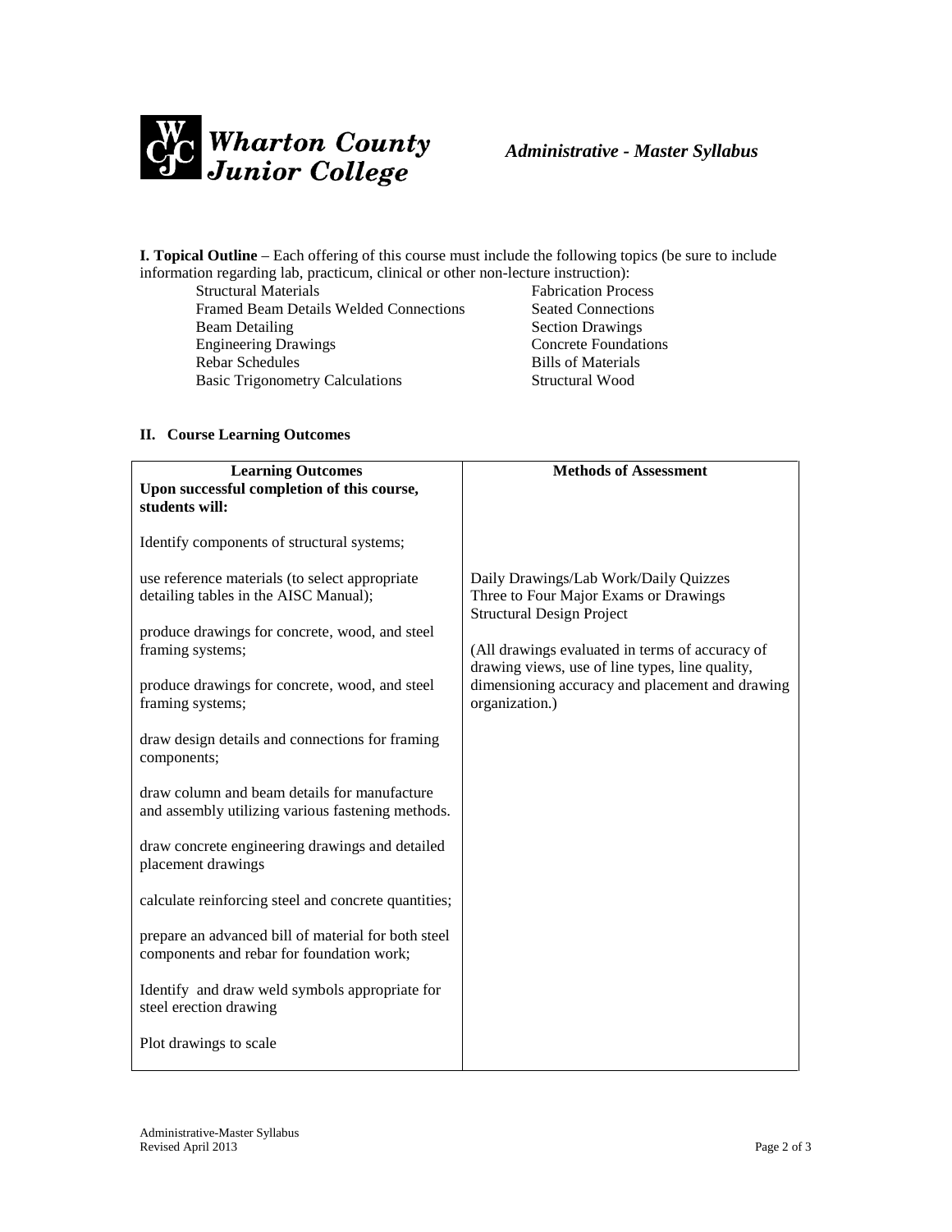**I. Topical Outline** – Each offering of this course must include the following topics (be sure to include information regarding lab, practicum, clinical or other non-lecture instruction):

- Structural Materials
- Framed Beam Details Welded Connections
- Beam Detailing
- Engineering Drawings
- Rebar Schedules
- Basic Trigonometry Calculations
- Fabrication Process
- Seated Connections
- Section Drawings
- Concrete Foundations
- Bills of Materials
- Structural Wood

## II. Course Learning Outcomes

| **Learning Outcomes**<br>**Upon successful completion of this course, students will:** | **Methods of Assessment** |
|---|---|
| Identify components of structural systems;<br><br>use reference materials (to select appropriate detailing tables in the AISC Manual);<br><br>produce drawings for concrete, wood, and steel framing systems;<br><br>produce drawings for concrete, wood, and steel framing systems;<br><br>draw design details and connections for framing components;<br><br>draw column and beam details for manufacture and assembly utilizing various fastening methods.<br><br>draw concrete engineering drawings and detailed placement drawings<br><br>calculate reinforcing steel and concrete quantities;<br><br>prepare an advanced bill of material for both steel components and rebar for foundation work;<br><br>Identify and draw weld symbols appropriate for steel erection drawing<br><br>Plot drawings to scale | Daily Drawings/Lab Work/Daily Quizzes<br>Three to Four Major Exams or Drawings<br>Structural Design Project<br><br>(All drawings evaluated in terms of accuracy of drawing views, use of line types, line quality, dimensioning accuracy and placement and drawing organization.) |

Administrative-Master Syllabus
Revised April 2013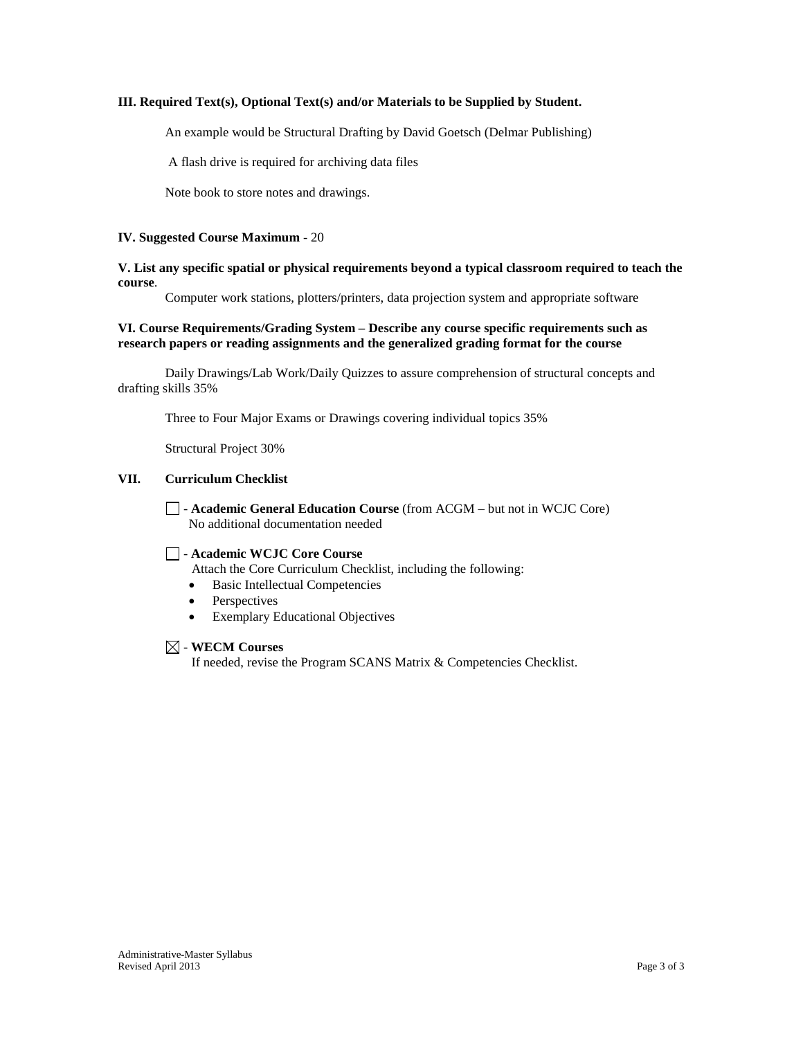**III. Required Text(s), Optional Text(s) and/or Materials to be Supplied by Student.**

An example would be Structural Drafting by David Goetsch (Delmar Publishing)

A flash drive is required for archiving data files

Note book to store notes and drawings.

**IV. Suggested Course Maximum** - 20

**V. List any specific spatial or physical requirements beyond a typical classroom required to teach the course**.

Computer work stations, plotters/printers, data projection system and appropriate software

**VI. Course Requirements/Grading System – Describe any course specific requirements such as research papers or reading assignments and the generalized grading format for the course**

Daily Drawings/Lab Work/Daily Quizzes to assure comprehension of structural concepts and drafting skills 35%

Three to Four Major Exams or Drawings covering individual topics 35%

Structural Project 30%

**VII. Curriculum Checklist**

☐ - **Academic General Education Course** (from ACGM – but not in WCJC Core)
No additional documentation needed

☐ - **Academic WCJC Core Course**
Attach the Core Curriculum Checklist, including the following:

- Basic Intellectual Competencies
- Perspectives
- Exemplary Educational Objectives

☒ - **WECM Courses**
If needed, revise the Program SCANS Matrix & Competencies Checklist.

Administrative-Master Syllabus
Revised April 2013